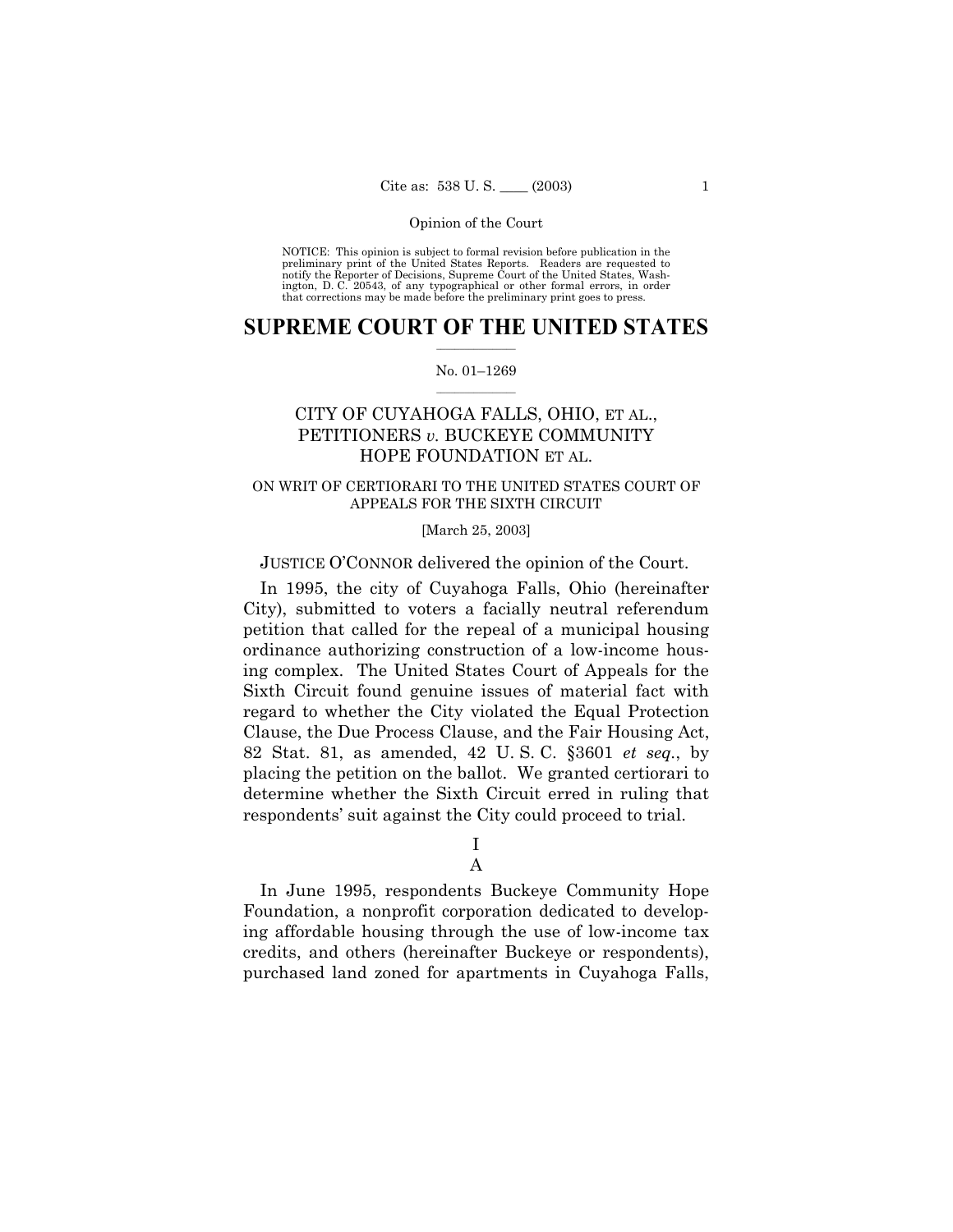NOTICE: This opinion is subject to formal revision before publication in the preliminary print of the United States Reports. Readers are requested to notify the Reporter of Decisions, Supreme Court of the United States, Washington, D. C. 20543, of any typographical or other formal errors, in order that corrections may be made before the preliminary print goes to press.

# SUPREME COURT OF THE UNITED STATES

No. 01–1269

## CITY OF CUYAHOGA FALLS, OHIO, ET AL., PETITIONERS *v.* BUCKEYE COMMUNITY HOPE FOUNDATION ET AL.

ON WRIT OF CERTIORARI TO THE UNITED STATES COURT OF APPEALS FOR THE SIXTH CIRCUIT

[March 25, 2003]

JUSTICE O'CONNOR delivered the opinion of the Court.

In 1995, the city of Cuyahoga Falls, Ohio (hereinafter City), submitted to voters a facially neutral referendum petition that called for the repeal of a municipal housing ordinance authorizing construction of a low-income housing complex. The United States Court of Appeals for the Sixth Circuit found genuine issues of material fact with regard to whether the City violated the Equal Protection Clause, the Due Process Clause, and the Fair Housing Act, 82 Stat. 81, as amended, 42 U. S. C. §3601 *et seq.*, by placing the petition on the ballot. We granted certiorari to determine whether the Sixth Circuit erred in ruling that respondents' suit against the City could proceed to trial.

I

A

In June 1995, respondents Buckeye Community Hope Foundation, a nonprofit corporation dedicated to developing affordable housing through the use of low-income tax credits, and others (hereinafter Buckeye or respondents), purchased land zoned for apartments in Cuyahoga Falls,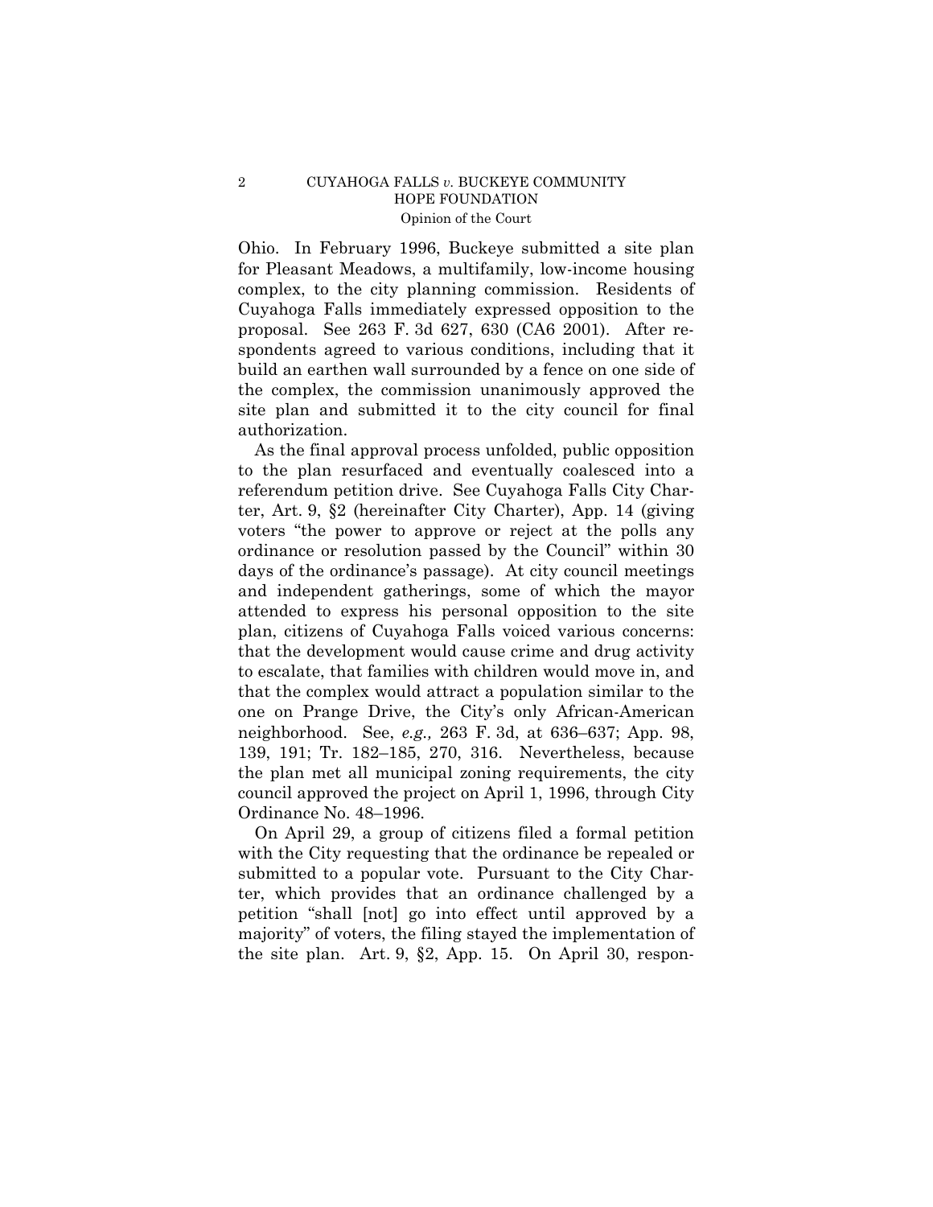Ohio. In February 1996, Buckeye submitted a site plan for Pleasant Meadows, a multifamily, low-income housing complex, to the city planning commission. Residents of Cuyahoga Falls immediately expressed opposition to the proposal. See 263 F. 3d 627, 630 (CA6 2001). After respondents agreed to various conditions, including that it build an earthen wall surrounded by a fence on one side of the complex, the commission unanimously approved the site plan and submitted it to the city council for final authorization.

As the final approval process unfolded, public opposition to the plan resurfaced and eventually coalesced into a referendum petition drive. See Cuyahoga Falls City Charter, Art. 9, §2 (hereinafter City Charter), App. 14 (giving voters "the power to approve or reject at the polls any ordinance or resolution passed by the Council" within 30 days of the ordinance's passage). At city council meetings and independent gatherings, some of which the mayor attended to express his personal opposition to the site plan, citizens of Cuyahoga Falls voiced various concerns: that the development would cause crime and drug activity to escalate, that families with children would move in, and that the complex would attract a population similar to the one on Prange Drive, the City's only African-American neighborhood. See, *e.g.,* 263 F. 3d, at 636–637; App. 98, 139, 191; Tr. 182–185, 270, 316. Nevertheless, because the plan met all municipal zoning requirements, the city council approved the project on April 1, 1996, through City Ordinance No. 48–1996.

On April 29, a group of citizens filed a formal petition with the City requesting that the ordinance be repealed or submitted to a popular vote. Pursuant to the City Charter, which provides that an ordinance challenged by a petition "shall [not] go into effect until approved by a majority" of voters, the filing stayed the implementation of the site plan. Art. 9, §2, App. 15. On April 30, respon-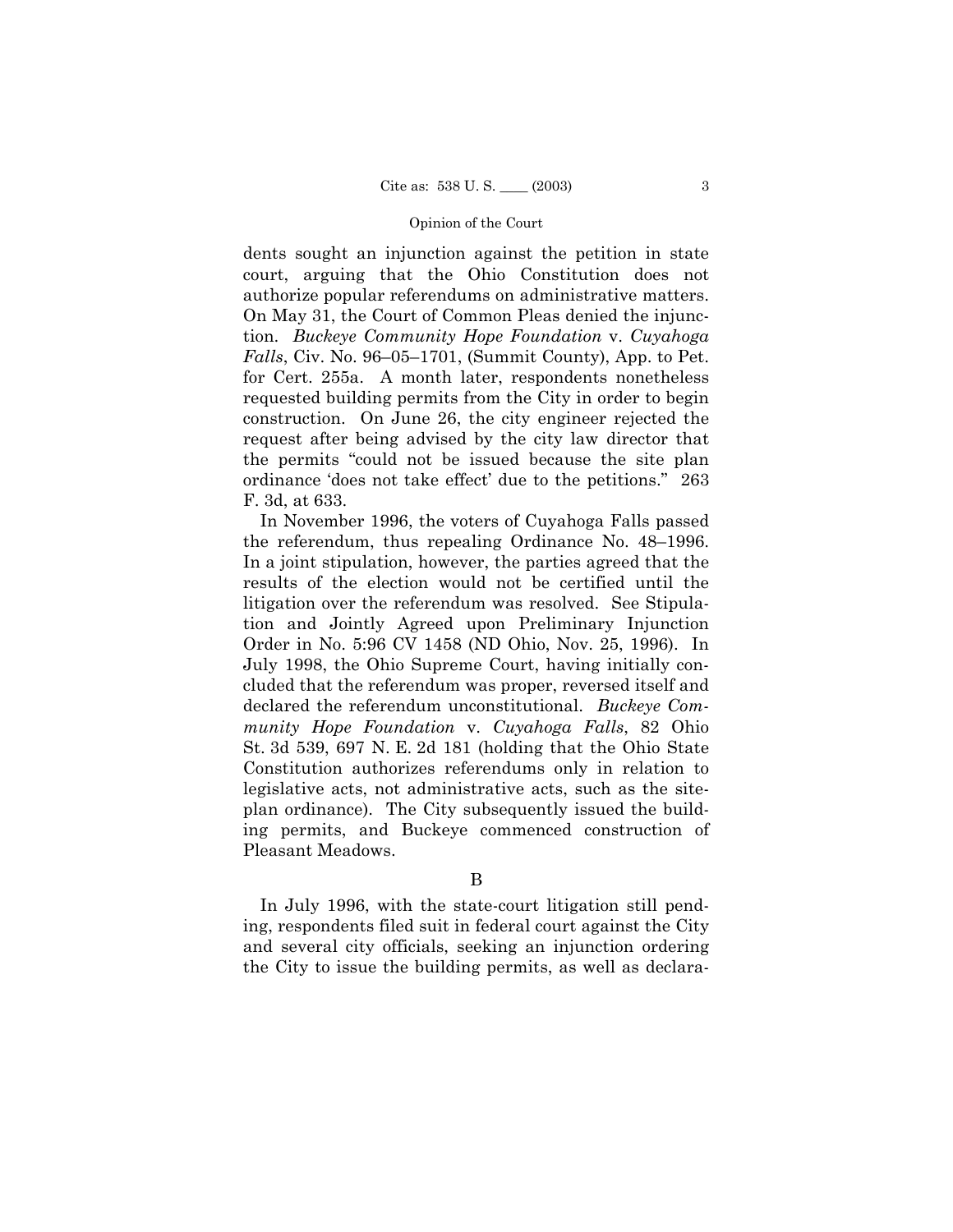dents sought an injunction against the petition in state court, arguing that the Ohio Constitution does not authorize popular referendums on administrative matters. On May 31, the Court of Common Pleas denied the injunction. *Buckeye Community Hope Foundation* v. *Cuyahoga Falls*, Civ. No. 96–05–1701, (Summit County), App. to Pet. for Cert. 255a. A month later, respondents nonetheless requested building permits from the City in order to begin construction. On June 26, the city engineer rejected the request after being advised by the city law director that the permits "could not be issued because the site plan ordinance 'does not take effect' due to the petitions." 263 F. 3d, at 633.

In November 1996, the voters of Cuyahoga Falls passed the referendum, thus repealing Ordinance No. 48–1996. In a joint stipulation, however, the parties agreed that the results of the election would not be certified until the litigation over the referendum was resolved. See Stipulation and Jointly Agreed upon Preliminary Injunction Order in No. 5:96 CV 1458 (ND Ohio, Nov. 25, 1996). In July 1998, the Ohio Supreme Court, having initially concluded that the referendum was proper, reversed itself and declared the referendum unconstitutional. *Buckeye Community Hope Foundation* v. *Cuyahoga Falls*, 82 Ohio St. 3d 539, 697 N. E. 2d 181 (holding that the Ohio State Constitution authorizes referendums only in relation to legislative acts, not administrative acts, such as the site-plan ordinance). The City subsequently issued the building permits, and Buckeye commenced construction of Pleasant Meadows.

## B

In July 1996, with the state-court litigation still pending, respondents filed suit in federal court against the City and several city officials, seeking an injunction ordering the City to issue the building permits, as well as declara-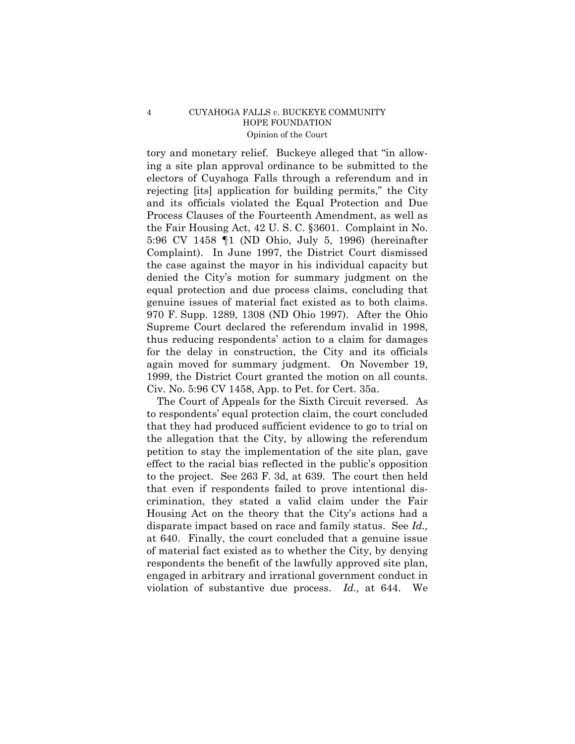tory and monetary relief. Buckeye alleged that "in allowing a site plan approval ordinance to be submitted to the electors of Cuyahoga Falls through a referendum and in rejecting [its] application for building permits," the City and its officials violated the Equal Protection and Due Process Clauses of the Fourteenth Amendment, as well as the Fair Housing Act, 42 U. S. C. §3601. Complaint in No. 5:96 CV 1458 ¶1 (ND Ohio, July 5, 1996) (hereinafter Complaint). In June 1997, the District Court dismissed the case against the mayor in his individual capacity but denied the City's motion for summary judgment on the equal protection and due process claims, concluding that genuine issues of material fact existed as to both claims. 970 F. Supp. 1289, 1308 (ND Ohio 1997). After the Ohio Supreme Court declared the referendum invalid in 1998, thus reducing respondents' action to a claim for damages for the delay in construction, the City and its officials again moved for summary judgment. On November 19, 1999, the District Court granted the motion on all counts. Civ. No. 5:96 CV 1458, App. to Pet. for Cert. 35a.

The Court of Appeals for the Sixth Circuit reversed. As to respondents' equal protection claim, the court concluded that they had produced sufficient evidence to go to trial on the allegation that the City, by allowing the referendum petition to stay the implementation of the site plan, gave effect to the racial bias reflected in the public's opposition to the project. See 263 F. 3d, at 639. The court then held that even if respondents failed to prove intentional discrimination, they stated a valid claim under the Fair Housing Act on the theory that the City's actions had a disparate impact based on race and family status. See *Id.,* at 640. Finally, the court concluded that a genuine issue of material fact existed as to whether the City, by denying respondents the benefit of the lawfully approved site plan, engaged in arbitrary and irrational government conduct in violation of substantive due process. *Id.,* at 644. We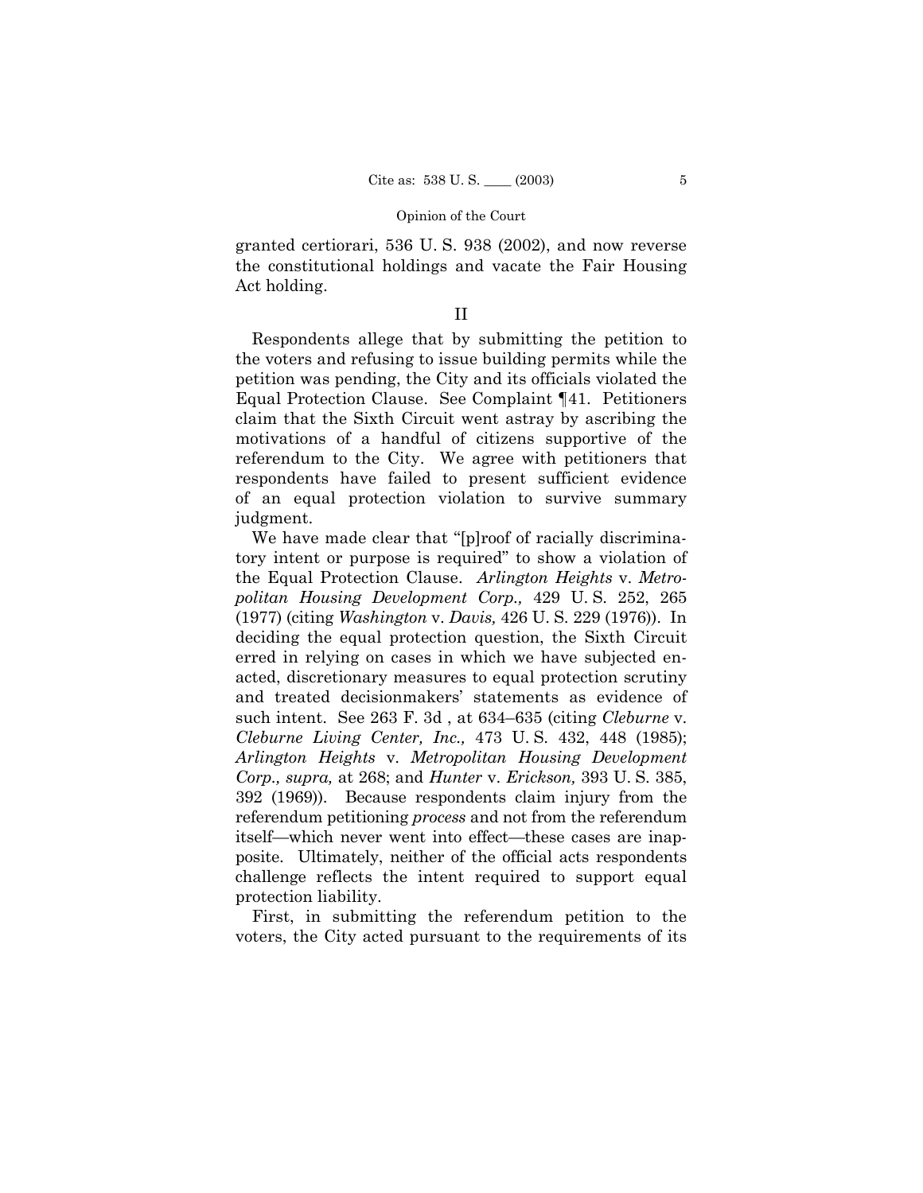granted certiorari, 536 U. S. 938 (2002), and now reverse the constitutional holdings and vacate the Fair Housing Act holding.

## II

Respondents allege that by submitting the petition to the voters and refusing to issue building permits while the petition was pending, the City and its officials violated the Equal Protection Clause. See Complaint ¶41. Petitioners claim that the Sixth Circuit went astray by ascribing the motivations of a handful of citizens supportive of the referendum to the City. We agree with petitioners that respondents have failed to present sufficient evidence of an equal protection violation to survive summary judgment.

We have made clear that "[p]roof of racially discriminatory intent or purpose is required" to show a violation of the Equal Protection Clause. *Arlington Heights* v. *Metropolitan Housing Development Corp.,* 429 U. S. 252, 265 (1977) (citing *Washington* v. *Davis,* 426 U. S. 229 (1976)). In deciding the equal protection question, the Sixth Circuit erred in relying on cases in which we have subjected enacted, discretionary measures to equal protection scrutiny and treated decisionmakers' statements as evidence of such intent. See 263 F. 3d , at 634–635 (citing *Cleburne* v. *Cleburne Living Center, Inc.,* 473 U. S. 432, 448 (1985); *Arlington Heights* v. *Metropolitan Housing Development Corp., supra,* at 268; and *Hunter* v. *Erickson,* 393 U. S. 385, 392 (1969)). Because respondents claim injury from the referendum petitioning *process* and not from the referendum itself—which never went into effect—these cases are inapposite. Ultimately, neither of the official acts respondents challenge reflects the intent required to support equal protection liability.

First, in submitting the referendum petition to the voters, the City acted pursuant to the requirements of its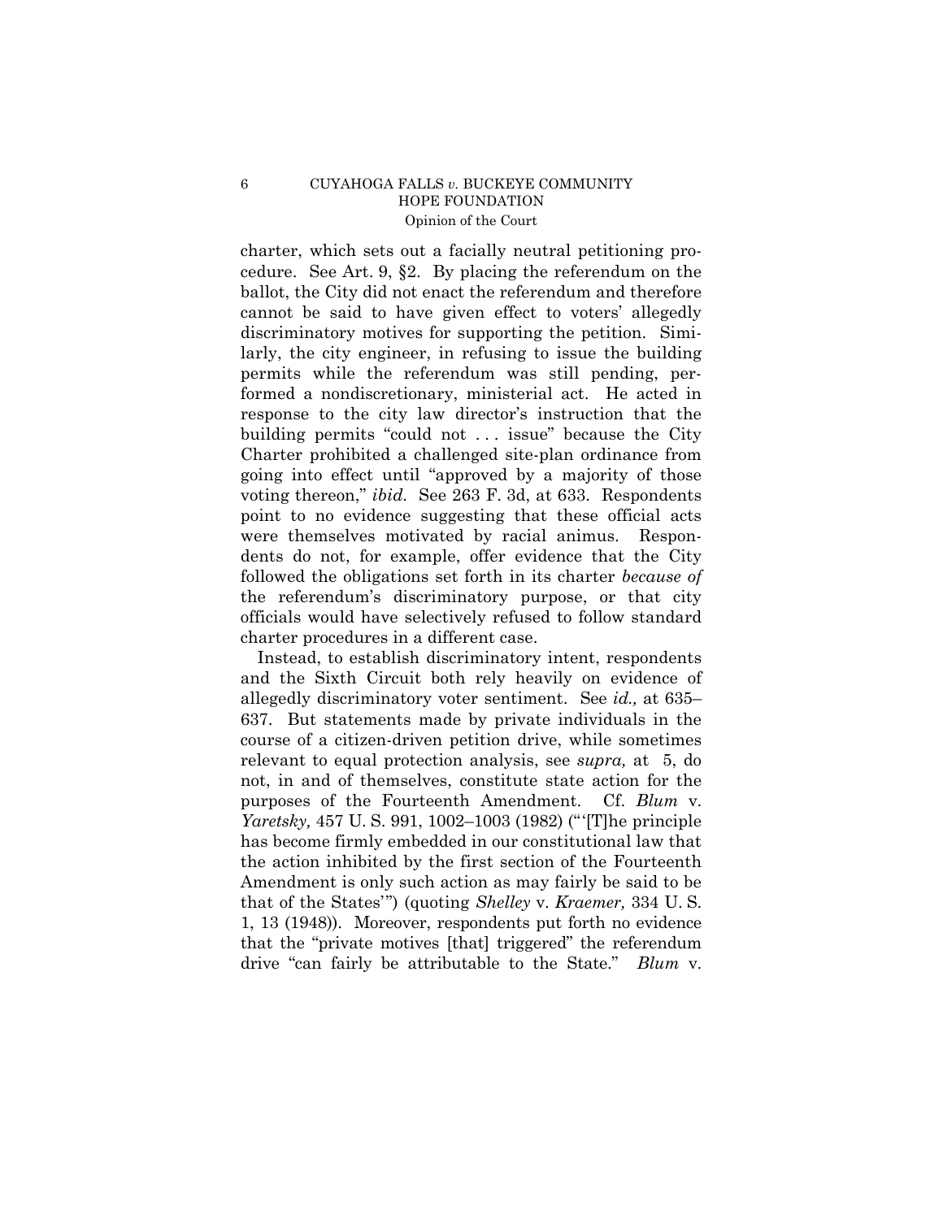charter, which sets out a facially neutral petitioning procedure. See Art. 9, §2. By placing the referendum on the ballot, the City did not enact the referendum and therefore cannot be said to have given effect to voters' allegedly discriminatory motives for supporting the petition. Similarly, the city engineer, in refusing to issue the building permits while the referendum was still pending, performed a nondiscretionary, ministerial act. He acted in response to the city law director's instruction that the building permits "could not . . . issue" because the City Charter prohibited a challenged site-plan ordinance from going into effect until "approved by a majority of those voting thereon," *ibid.* See 263 F. 3d, at 633. Respondents point to no evidence suggesting that these official acts were themselves motivated by racial animus. Respondents do not, for example, offer evidence that the City followed the obligations set forth in its charter *because of* the referendum's discriminatory purpose, or that city officials would have selectively refused to follow standard charter procedures in a different case.

Instead, to establish discriminatory intent, respondents and the Sixth Circuit both rely heavily on evidence of allegedly discriminatory voter sentiment. See *id.,* at 635–637. But statements made by private individuals in the course of a citizen-driven petition drive, while sometimes relevant to equal protection analysis, see *supra,* at 5, do not, in and of themselves, constitute state action for the purposes of the Fourteenth Amendment. Cf. *Blum* v. *Yaretsky,* 457 U. S. 991, 1002–1003 (1982) ("'[T]he principle has become firmly embedded in our constitutional law that the action inhibited by the first section of the Fourteenth Amendment is only such action as may fairly be said to be that of the States'") (quoting *Shelley* v. *Kraemer,* 334 U. S. 1, 13 (1948)). Moreover, respondents put forth no evidence that the "private motives [that] triggered" the referendum drive "can fairly be attributable to the State." *Blum* v.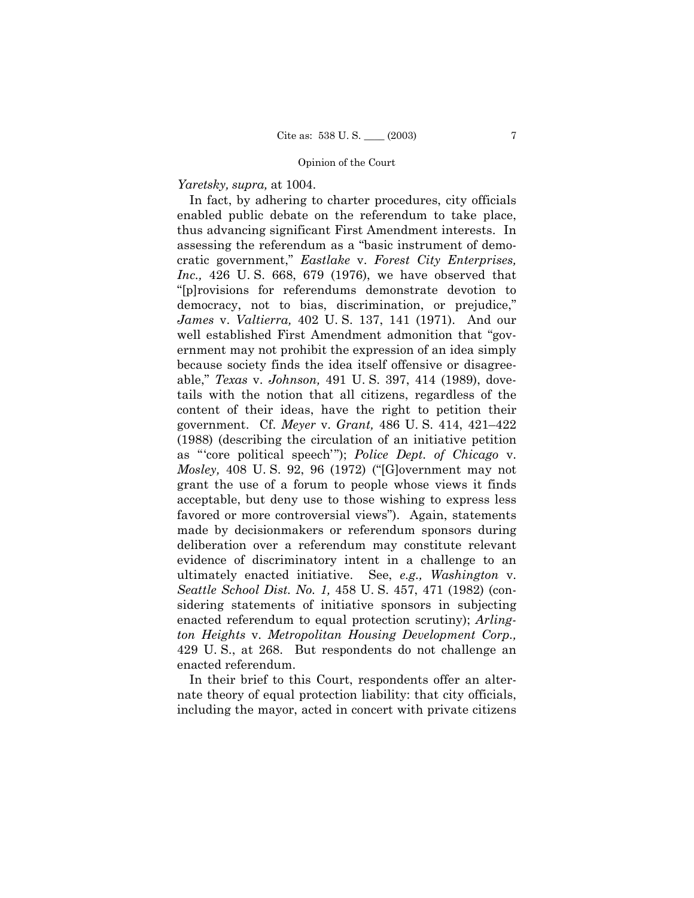*Yaretsky, supra,* at 1004.

In fact, by adhering to charter procedures, city officials enabled public debate on the referendum to take place, thus advancing significant First Amendment interests. In assessing the referendum as a "basic instrument of democratic government," *Eastlake* v. *Forest City Enterprises, Inc.,* 426 U. S. 668, 679 (1976), we have observed that "[p]rovisions for referendums demonstrate devotion to democracy, not to bias, discrimination, or prejudice," *James* v. *Valtierra,* 402 U. S. 137, 141 (1971). And our well established First Amendment admonition that "government may not prohibit the expression of an idea simply because society finds the idea itself offensive or disagreeable," *Texas* v. *Johnson,* 491 U. S. 397, 414 (1989), dovetails with the notion that all citizens, regardless of the content of their ideas, have the right to petition their government. Cf. *Meyer* v. *Grant,* 486 U. S. 414, 421–422 (1988) (describing the circulation of an initiative petition as "'core political speech'"); *Police Dept. of Chicago* v. *Mosley,* 408 U. S. 92, 96 (1972) ("[G]overnment may not grant the use of a forum to people whose views it finds acceptable, but deny use to those wishing to express less favored or more controversial views"). Again, statements made by decisionmakers or referendum sponsors during deliberation over a referendum may constitute relevant evidence of discriminatory intent in a challenge to an ultimately enacted initiative. See, *e.g., Washington* v. *Seattle School Dist. No. 1,* 458 U. S. 457, 471 (1982) (considering statements of initiative sponsors in subjecting enacted referendum to equal protection scrutiny); *Arlington Heights* v. *Metropolitan Housing Development Corp.,* 429 U. S., at 268. But respondents do not challenge an enacted referendum.

In their brief to this Court, respondents offer an alternate theory of equal protection liability: that city officials, including the mayor, acted in concert with private citizens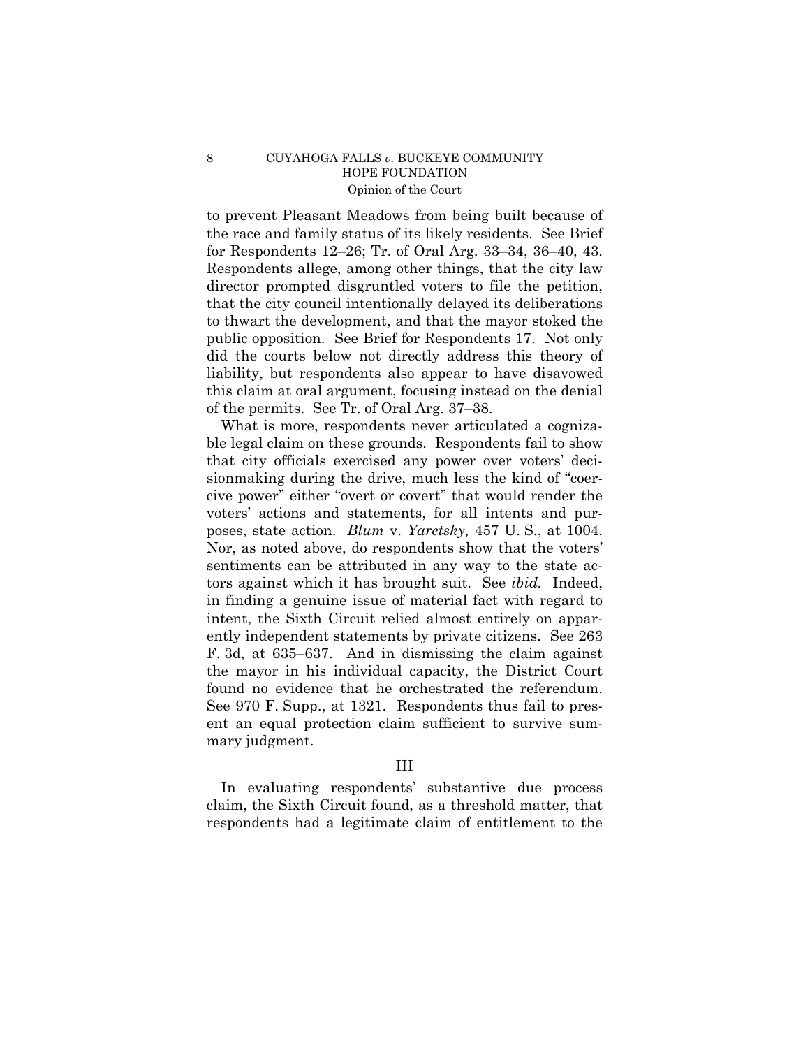to prevent Pleasant Meadows from being built because of the race and family status of its likely residents. See Brief for Respondents 12–26; Tr. of Oral Arg. 33–34, 36–40, 43. Respondents allege, among other things, that the city law director prompted disgruntled voters to file the petition, that the city council intentionally delayed its deliberations to thwart the development, and that the mayor stoked the public opposition. See Brief for Respondents 17. Not only did the courts below not directly address this theory of liability, but respondents also appear to have disavowed this claim at oral argument, focusing instead on the denial of the permits. See Tr. of Oral Arg. 37–38.

What is more, respondents never articulated a cognizable legal claim on these grounds. Respondents fail to show that city officials exercised any power over voters' decisionmaking during the drive, much less the kind of "coercive power" either "overt or covert" that would render the voters' actions and statements, for all intents and purposes, state action. *Blum* v. *Yaretsky,* 457 U. S., at 1004. Nor, as noted above, do respondents show that the voters' sentiments can be attributed in any way to the state actors against which it has brought suit. See *ibid.* Indeed, in finding a genuine issue of material fact with regard to intent, the Sixth Circuit relied almost entirely on apparently independent statements by private citizens. See 263 F. 3d, at 635–637. And in dismissing the claim against the mayor in his individual capacity, the District Court found no evidence that he orchestrated the referendum. See 970 F. Supp., at 1321. Respondents thus fail to present an equal protection claim sufficient to survive summary judgment.

## III

In evaluating respondents' substantive due process claim, the Sixth Circuit found, as a threshold matter, that respondents had a legitimate claim of entitlement to the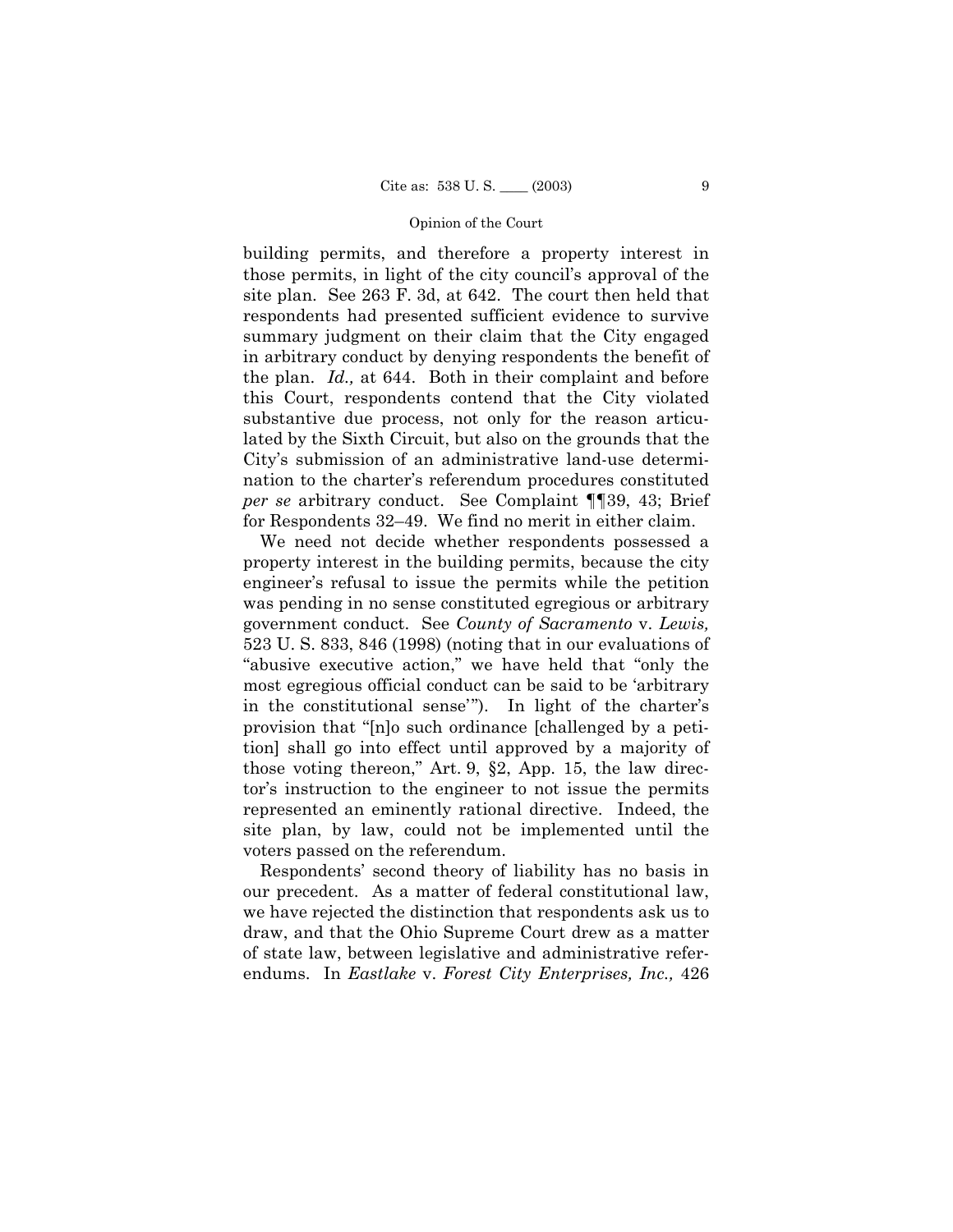building permits, and therefore a property interest in those permits, in light of the city council's approval of the site plan. See 263 F. 3d, at 642. The court then held that respondents had presented sufficient evidence to survive summary judgment on their claim that the City engaged in arbitrary conduct by denying respondents the benefit of the plan. *Id.,* at 644. Both in their complaint and before this Court, respondents contend that the City violated substantive due process, not only for the reason articulated by the Sixth Circuit, but also on the grounds that the City's submission of an administrative land-use determination to the charter's referendum procedures constituted *per se* arbitrary conduct. See Complaint ¶¶39, 43; Brief for Respondents 32–49. We find no merit in either claim.

We need not decide whether respondents possessed a property interest in the building permits, because the city engineer's refusal to issue the permits while the petition was pending in no sense constituted egregious or arbitrary government conduct. See *County of Sacramento* v. *Lewis,* 523 U. S. 833, 846 (1998) (noting that in our evaluations of "abusive executive action," we have held that "only the most egregious official conduct can be said to be 'arbitrary in the constitutional sense'"). In light of the charter's provision that "[n]o such ordinance [challenged by a petition] shall go into effect until approved by a majority of those voting thereon," Art. 9, §2, App. 15, the law director's instruction to the engineer to not issue the permits represented an eminently rational directive. Indeed, the site plan, by law, could not be implemented until the voters passed on the referendum.

Respondents' second theory of liability has no basis in our precedent. As a matter of federal constitutional law, we have rejected the distinction that respondents ask us to draw, and that the Ohio Supreme Court drew as a matter of state law, between legislative and administrative referendums. In *Eastlake* v. *Forest City Enterprises, Inc.,* 426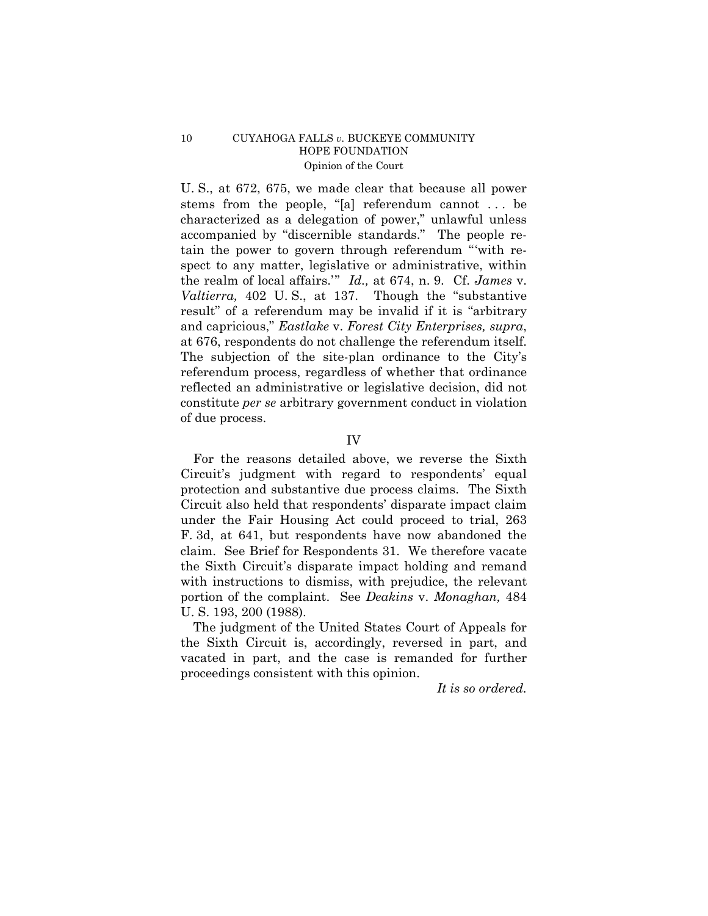U. S., at 672, 675, we made clear that because all power stems from the people, "[a] referendum cannot . . . be characterized as a delegation of power," unlawful unless accompanied by "discernible standards." The people retain the power to govern through referendum "'with respect to any matter, legislative or administrative, within the realm of local affairs.'" *Id.,* at 674, n. 9. Cf. *James* v. *Valtierra,* 402 U. S., at 137. Though the "substantive result" of a referendum may be invalid if it is "arbitrary and capricious," *Eastlake* v. *Forest City Enterprises, supra*, at 676, respondents do not challenge the referendum itself. The subjection of the site-plan ordinance to the City's referendum process, regardless of whether that ordinance reflected an administrative or legislative decision, did not constitute *per se* arbitrary government conduct in violation of due process.

## IV

For the reasons detailed above, we reverse the Sixth Circuit's judgment with regard to respondents' equal protection and substantive due process claims. The Sixth Circuit also held that respondents' disparate impact claim under the Fair Housing Act could proceed to trial, 263 F. 3d, at 641, but respondents have now abandoned the claim. See Brief for Respondents 31. We therefore vacate the Sixth Circuit's disparate impact holding and remand with instructions to dismiss, with prejudice, the relevant portion of the complaint. See *Deakins* v. *Monaghan,* 484 U. S. 193, 200 (1988).

The judgment of the United States Court of Appeals for the Sixth Circuit is, accordingly, reversed in part, and vacated in part, and the case is remanded for further proceedings consistent with this opinion.

*It is so ordered.*